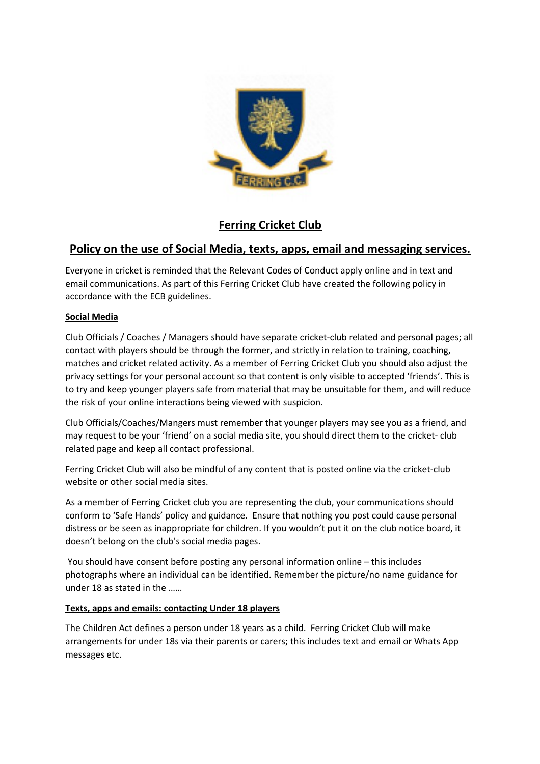# Ferring Cricket Club

## Policy on the use of Social Media, texts, apps, email and messaging services.

Everyone in cricket is reminded that the Relevant Codes of Conduct apply online and in text and email communications. As part of this Ferring Cricket Club have created the following policy in accordance with the ECB guidelines.

### Social Media

Club Officials / Coaches / Managers should have separate cricket-club related and personal pages; all contact with players should be through the former, and strictly in relation to training, coaching, matches and cricket related activity. As a member of Ferring Cricket Club you should also adjust the privacy settings for your personal account so that content is only visible to accepted 'friends'. This is to try and keep younger players safe from material that may be unsuitable for them, and will reduce the risk of your online interactions being viewed with suspicion.

Club Officials/Coaches/Mangers must remember that younger players may see you as a friend, and may request to be your 'friend' on a social media site, you should direct them to the cricket- club related page and keep all contact professional.

Ferring Cricket Club will also be mindful of any content that is posted online via the cricket-club website or other social media sites.

As a member of Ferring Cricket club you are representing the club, your communications should conform to 'Safe Hands' policy and guidance. Ensure that nothing you post could cause personal distress or be seen as inappropriate for children. If you wouldn't put it on the club notice board, it doesn't belong on the club's social media pages.

You should have consent before posting any personal information online – this includes photographs where an individual can be identified. Remember the picture/no name guidance for under 18 as stated in the ……

### Texts, apps and emails: contacting Under 18 players

The Children Act defines a person under 18 years as a child. Ferring Cricket Club will make arrangements for under 18s via their parents or carers; this includes text and email or Whats App messages etc.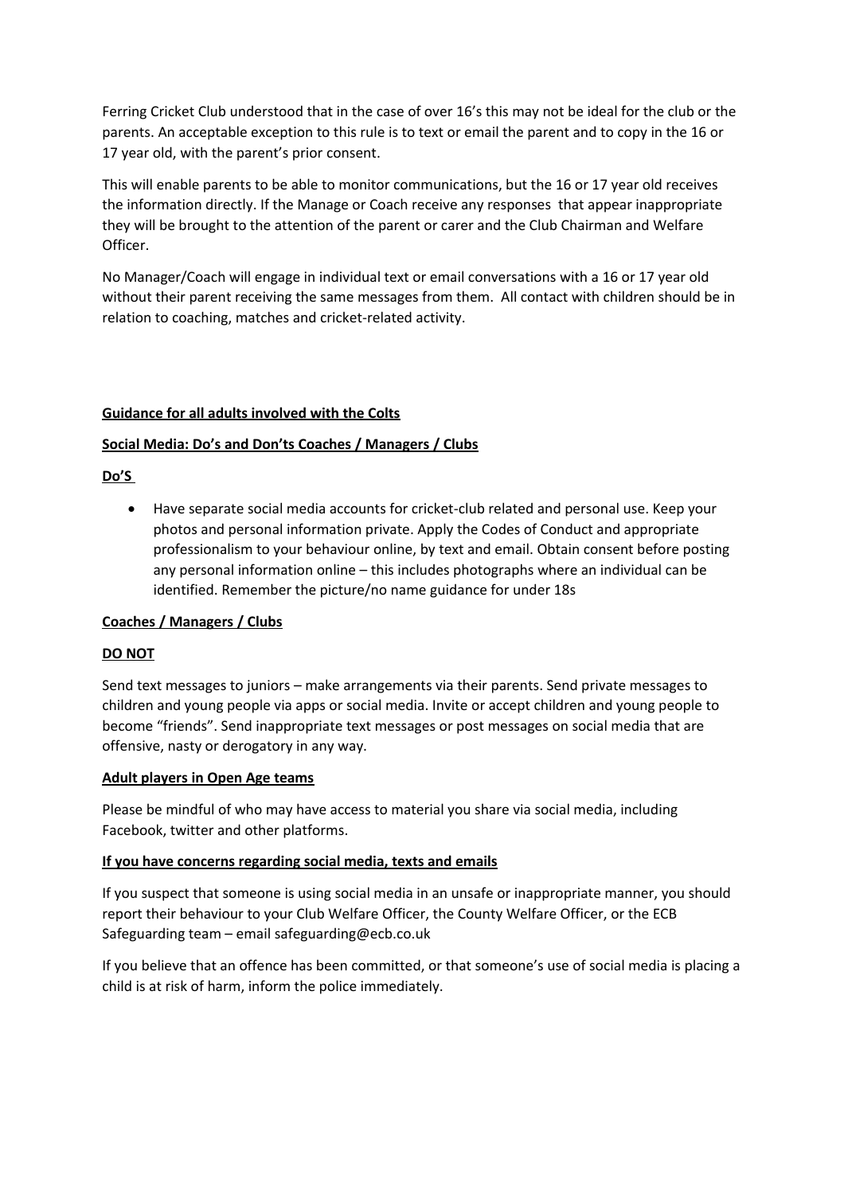Ferring Cricket Club understood that in the case of over 16's this may not be ideal for the club or the parents. An acceptable exception to this rule is to text or email the parent and to copy in the 16 or 17 year old, with the parent's prior consent.

This will enable parents to be able to monitor communications, but the 16 or 17 year old receives the information directly. If the Manage or Coach receive any responses that appear inappropriate they will be brought to the attention of the parent or carer and the Club Chairman and Welfare Officer.

No Manager/Coach will engage in individual text or email conversations with a 16 or 17 year old without their parent receiving the same messages from them. All contact with children should be in relation to coaching, matches and cricket-related activity.

**Guidance for all adults involved with the Colts**

**Social Media: Do's and Don'ts Coaches / Managers / Clubs**

**Do'S**

- Have separate social media accounts for cricket-club related and personal use. Keep your photos and personal information private. Apply the Codes of Conduct and appropriate professionalism to your behaviour online, by text and email. Obtain consent before posting any personal information online – this includes photographs where an individual can be identified. Remember the picture/no name guidance for under 18s

**Coaches / Managers / Clubs**

**DO NOT**

Send text messages to juniors – make arrangements via their parents. Send private messages to children and young people via apps or social media. Invite or accept children and young people to become "friends". Send inappropriate text messages or post messages on social media that are offensive, nasty or derogatory in any way.

**Adult players in Open Age teams**

Please be mindful of who may have access to material you share via social media, including Facebook, twitter and other platforms.

**If you have concerns regarding social media, texts and emails**

If you suspect that someone is using social media in an unsafe or inappropriate manner, you should report their behaviour to your Club Welfare Officer, the County Welfare Officer, or the ECB Safeguarding team – email safeguarding@ecb.co.uk

If you believe that an offence has been committed, or that someone's use of social media is placing a child is at risk of harm, inform the police immediately.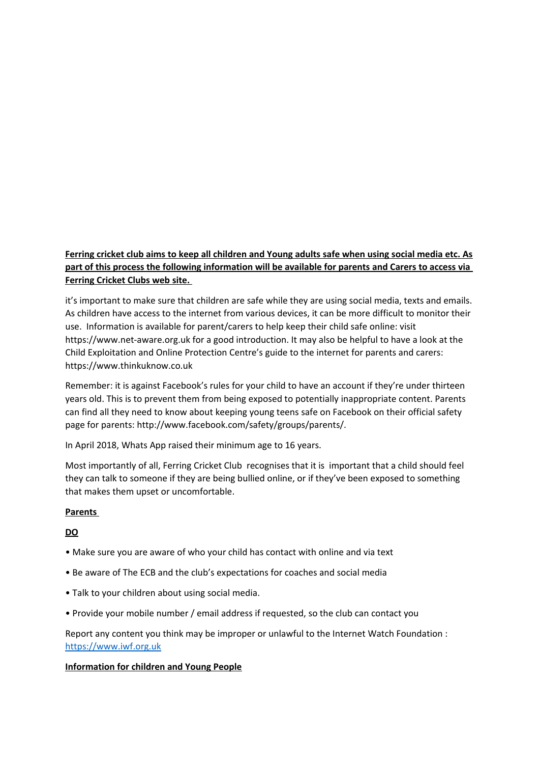**Ferring cricket club aims to keep all children and Young adults safe when using social media etc. As part of this process the following information will be available for parents and Carers to access via Ferring Cricket Clubs web site.**

it's important to make sure that children are safe while they are using social media, texts and emails. As children have access to the internet from various devices, it can be more difficult to monitor their use. Information is available for parent/carers to help keep their child safe online: visit https://www.net-aware.org.uk for a good introduction. It may also be helpful to have a look at the Child Exploitation and Online Protection Centre's guide to the internet for parents and carers: https://www.thinkuknow.co.uk

Remember: it is against Facebook's rules for your child to have an account if they're under thirteen years old. This is to prevent them from being exposed to potentially inappropriate content. Parents can find all they need to know about keeping young teens safe on Facebook on their official safety page for parents: http://www.facebook.com/safety/groups/parents/.

In April 2018, Whats App raised their minimum age to 16 years.

Most importantly of all, Ferring Cricket Club recognises that it is important that a child should feel they can talk to someone if they are being bullied online, or if they've been exposed to something that makes them upset or uncomfortable.

**Parents**

**DO**

- Make sure you are aware of who your child has contact with online and via text
- Be aware of The ECB and the club's expectations for coaches and social media
- Talk to your children about using social media.
- Provide your mobile number / email address if requested, so the club can contact you

Report any content you think may be improper or unlawful to the Internet Watch Foundation : https://www.iwf.org.uk

**Information for children and Young People**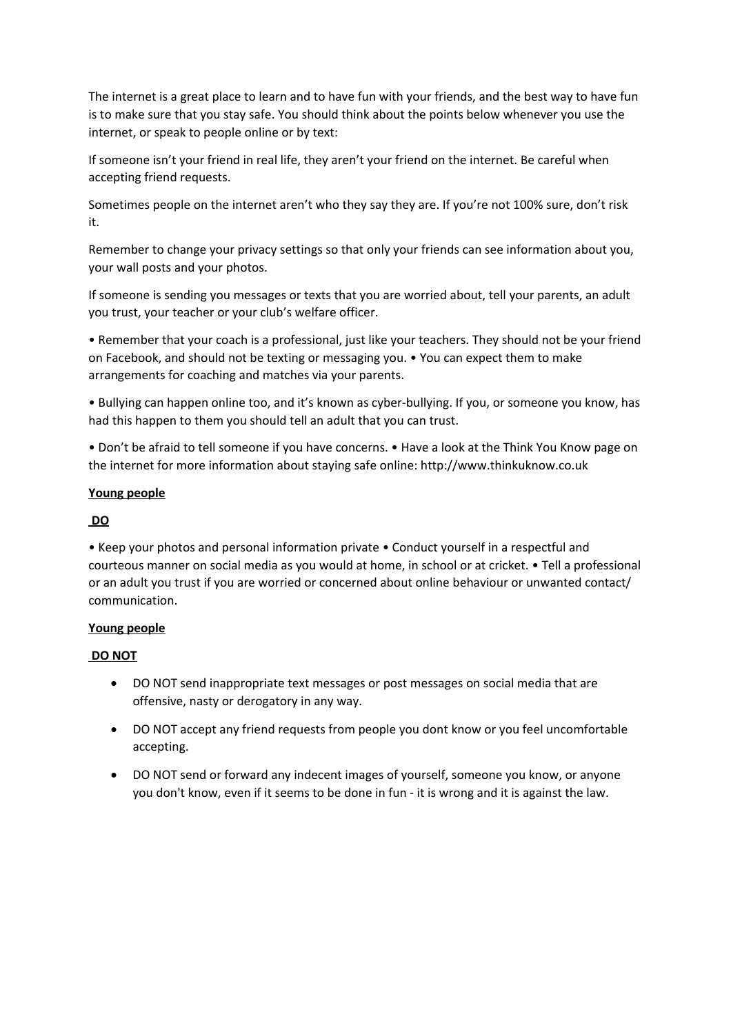The internet is a great place to learn and to have fun with your friends, and the best way to have fun is to make sure that you stay safe. You should think about the points below whenever you use the internet, or speak to people online or by text:

If someone isn't your friend in real life, they aren't your friend on the internet. Be careful when accepting friend requests.

Sometimes people on the internet aren't who they say they are. If you're not 100% sure, don't risk it.

Remember to change your privacy settings so that only your friends can see information about you, your wall posts and your photos.

If someone is sending you messages or texts that you are worried about, tell your parents, an adult you trust, your teacher or your club's welfare officer.

• Remember that your coach is a professional, just like your teachers. They should not be your friend on Facebook, and should not be texting or messaging you. • You can expect them to make arrangements for coaching and matches via your parents.

• Bullying can happen online too, and it's known as cyber-bullying. If you, or someone you know, has had this happen to them you should tell an adult that you can trust.

• Don't be afraid to tell someone if you have concerns. • Have a look at the Think You Know page on the internet for more information about staying safe online: http://www.thinkuknow.co.uk

**Young people**

**DO**

• Keep your photos and personal information private • Conduct yourself in a respectful and courteous manner on social media as you would at home, in school or at cricket. • Tell a professional or an adult you trust if you are worried or concerned about online behaviour or unwanted contact/ communication.

**Young people**

**DO NOT**

- DO NOT send inappropriate text messages or post messages on social media that are offensive, nasty or derogatory in any way.
- DO NOT accept any friend requests from people you dont know or you feel uncomfortable accepting.
- DO NOT send or forward any indecent images of yourself, someone you know, or anyone you don't know, even if it seems to be done in fun - it is wrong and it is against the law.